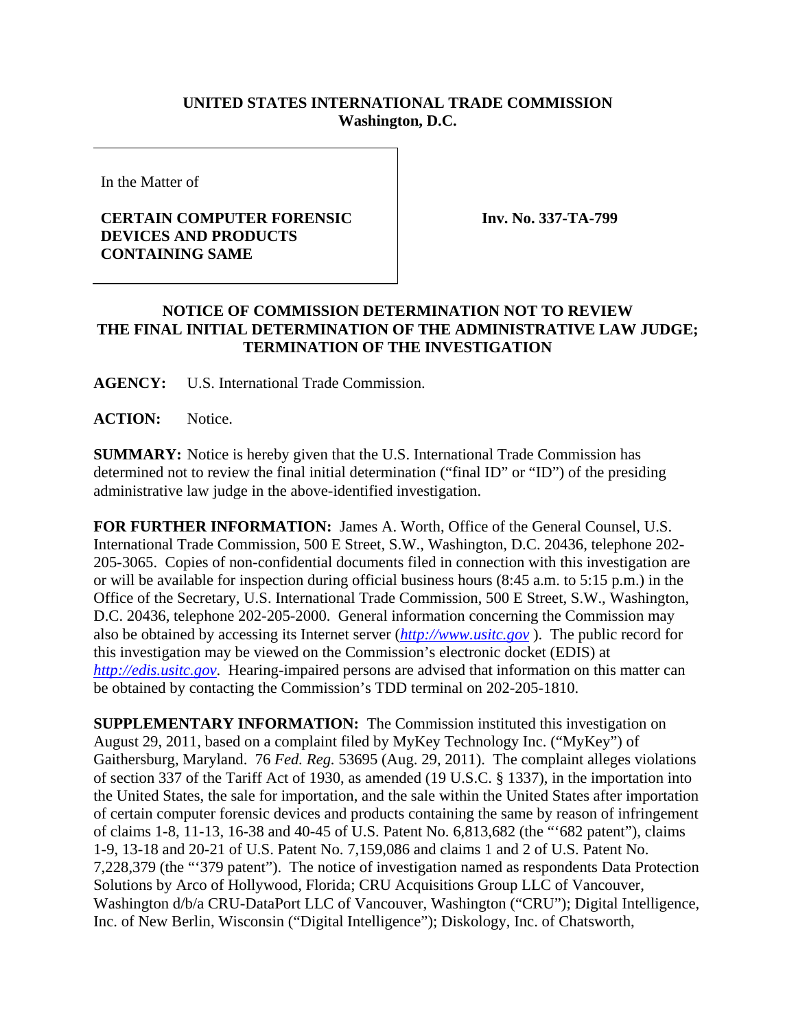**UNITED STATES INTERNATIONAL TRADE COMMISSION**
**Washington, D.C.**

| In the Matter of<br><br>**CERTAIN COMPUTER FORENSIC DEVICES AND PRODUCTS CONTAINING SAME** | **Inv. No. 337-TA-799** |
|---|---|

## NOTICE OF COMMISSION DETERMINATION NOT TO REVIEW THE FINAL INITIAL DETERMINATION OF THE ADMINISTRATIVE LAW JUDGE; TERMINATION OF THE INVESTIGATION

**AGENCY:** U.S. International Trade Commission.

**ACTION:** Notice.

**SUMMARY:** Notice is hereby given that the U.S. International Trade Commission has determined not to review the final initial determination ("final ID" or "ID") of the presiding administrative law judge in the above-identified investigation.

**FOR FURTHER INFORMATION:** James A. Worth, Office of the General Counsel, U.S. International Trade Commission, 500 E Street, S.W., Washington, D.C. 20436, telephone 202-205-3065. Copies of non-confidential documents filed in connection with this investigation are or will be available for inspection during official business hours (8:45 a.m. to 5:15 p.m.) in the Office of the Secretary, U.S. International Trade Commission, 500 E Street, S.W., Washington, D.C. 20436, telephone 202-205-2000. General information concerning the Commission may also be obtained by accessing its Internet server (*http://www.usitc.gov* ). The public record for this investigation may be viewed on the Commission's electronic docket (EDIS) at *http://edis.usitc.gov*. Hearing-impaired persons are advised that information on this matter can be obtained by contacting the Commission's TDD terminal on 202-205-1810.

**SUPPLEMENTARY INFORMATION:** The Commission instituted this investigation on August 29, 2011, based on a complaint filed by MyKey Technology Inc. ("MyKey") of Gaithersburg, Maryland. 76 *Fed. Reg.* 53695 (Aug. 29, 2011). The complaint alleges violations of section 337 of the Tariff Act of 1930, as amended (19 U.S.C. § 1337), in the importation into the United States, the sale for importation, and the sale within the United States after importation of certain computer forensic devices and products containing the same by reason of infringement of claims 1-8, 11-13, 16-38 and 40-45 of U.S. Patent No. 6,813,682 (the "'682 patent"), claims 1-9, 13-18 and 20-21 of U.S. Patent No. 7,159,086 and claims 1 and 2 of U.S. Patent No. 7,228,379 (the "'379 patent"). The notice of investigation named as respondents Data Protection Solutions by Arco of Hollywood, Florida; CRU Acquisitions Group LLC of Vancouver, Washington d/b/a CRU-DataPort LLC of Vancouver, Washington ("CRU"); Digital Intelligence, Inc. of New Berlin, Wisconsin ("Digital Intelligence"); Diskology, Inc. of Chatsworth,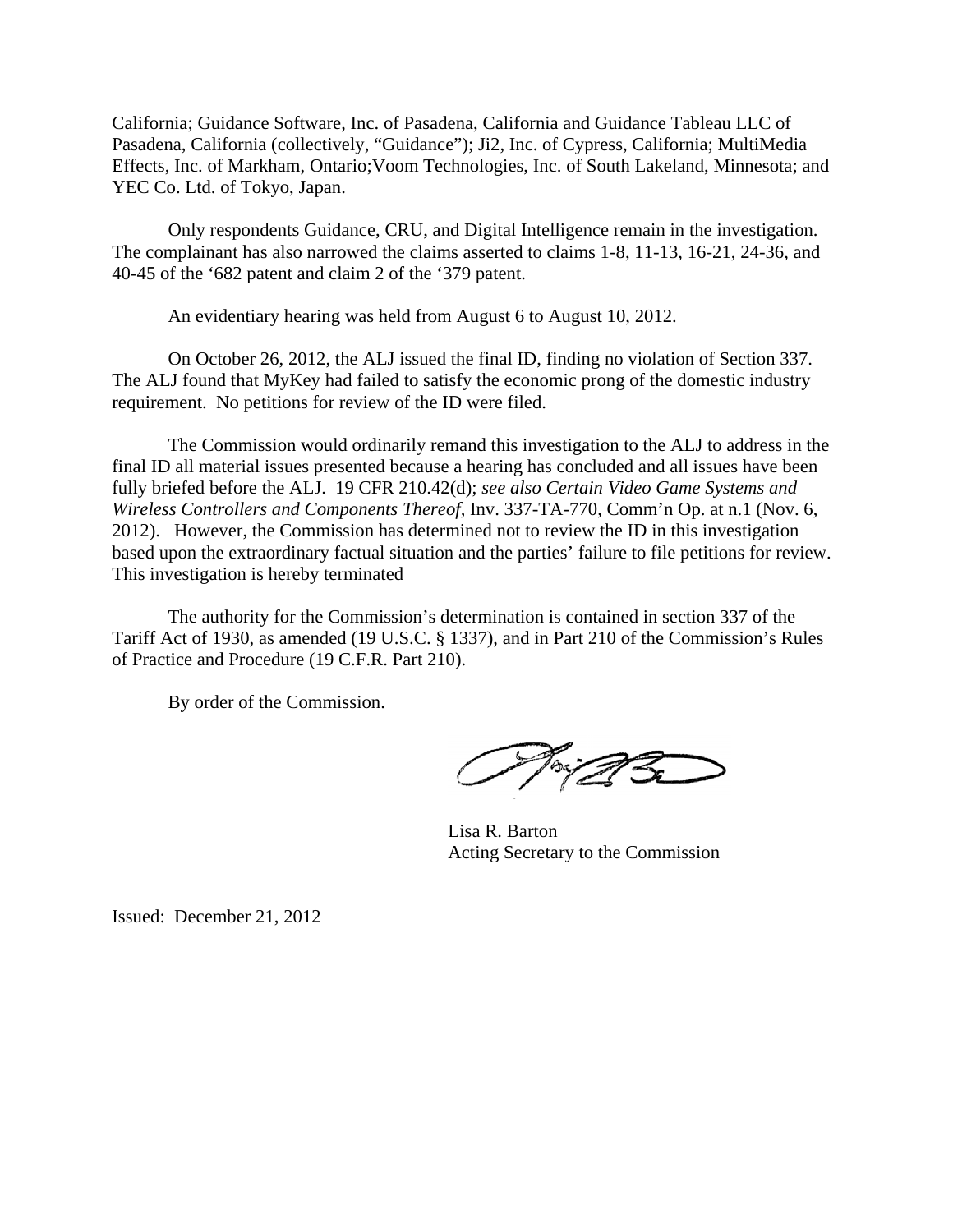California; Guidance Software, Inc. of Pasadena, California and Guidance Tableau LLC of Pasadena, California (collectively, "Guidance"); Ji2, Inc. of Cypress, California; MultiMedia Effects, Inc. of Markham, Ontario;Voom Technologies, Inc. of South Lakeland, Minnesota; and YEC Co. Ltd. of Tokyo, Japan.

Only respondents Guidance, CRU, and Digital Intelligence remain in the investigation. The complainant has also narrowed the claims asserted to claims 1-8, 11-13, 16-21, 24-36, and 40-45 of the '682 patent and claim 2 of the '379 patent.

An evidentiary hearing was held from August 6 to August 10, 2012.

On October 26, 2012, the ALJ issued the final ID, finding no violation of Section 337. The ALJ found that MyKey had failed to satisfy the economic prong of the domestic industry requirement. No petitions for review of the ID were filed.

The Commission would ordinarily remand this investigation to the ALJ to address in the final ID all material issues presented because a hearing has concluded and all issues have been fully briefed before the ALJ. 19 CFR 210.42(d); *see also Certain Video Game Systems and Wireless Controllers and Components Thereof*, Inv. 337-TA-770, Comm'n Op. at n.1 (Nov. 6, 2012). However, the Commission has determined not to review the ID in this investigation based upon the extraordinary factual situation and the parties' failure to file petitions for review. This investigation is hereby terminated

The authority for the Commission's determination is contained in section 337 of the Tariff Act of 1930, as amended (19 U.S.C. § 1337), and in Part 210 of the Commission's Rules of Practice and Procedure (19 C.F.R. Part 210).

By order of the Commission.

Lisa R. Barton
Acting Secretary to the Commission

Issued: December 21, 2012